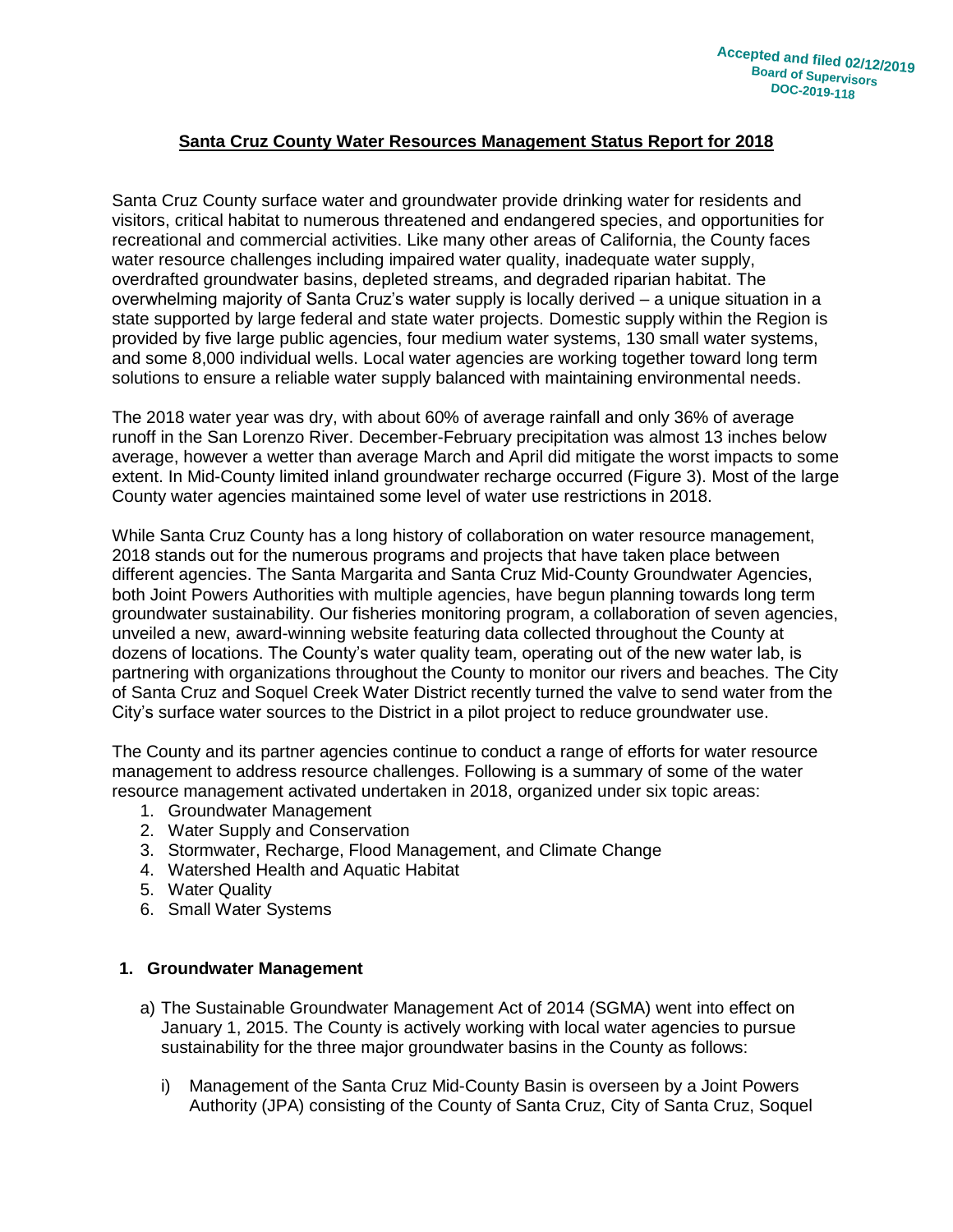Accepted and filed 02/12/2019
Board of Supervisors
DOC-2019-118

# Santa Cruz County Water Resources Management Status Report for 2018

Santa Cruz County surface water and groundwater provide drinking water for residents and visitors, critical habitat to numerous threatened and endangered species, and opportunities for recreational and commercial activities. Like many other areas of California, the County faces water resource challenges including impaired water quality, inadequate water supply, overdrafted groundwater basins, depleted streams, and degraded riparian habitat. The overwhelming majority of Santa Cruz's water supply is locally derived – a unique situation in a state supported by large federal and state water projects. Domestic supply within the Region is provided by five large public agencies, four medium water systems, 130 small water systems, and some 8,000 individual wells. Local water agencies are working together toward long term solutions to ensure a reliable water supply balanced with maintaining environmental needs.

The 2018 water year was dry, with about 60% of average rainfall and only 36% of average runoff in the San Lorenzo River. December-February precipitation was almost 13 inches below average, however a wetter than average March and April did mitigate the worst impacts to some extent. In Mid-County limited inland groundwater recharge occurred (Figure 3). Most of the large County water agencies maintained some level of water use restrictions in 2018.

While Santa Cruz County has a long history of collaboration on water resource management, 2018 stands out for the numerous programs and projects that have taken place between different agencies. The Santa Margarita and Santa Cruz Mid-County Groundwater Agencies, both Joint Powers Authorities with multiple agencies, have begun planning towards long term groundwater sustainability. Our fisheries monitoring program, a collaboration of seven agencies, unveiled a new, award-winning website featuring data collected throughout the County at dozens of locations. The County's water quality team, operating out of the new water lab, is partnering with organizations throughout the County to monitor our rivers and beaches. The City of Santa Cruz and Soquel Creek Water District recently turned the valve to send water from the City's surface water sources to the District in a pilot project to reduce groundwater use.

The County and its partner agencies continue to conduct a range of efforts for water resource management to address resource challenges. Following is a summary of some of the water resource management activated undertaken in 2018, organized under six topic areas:

1. Groundwater Management
2. Water Supply and Conservation
3. Stormwater, Recharge, Flood Management, and Climate Change
4. Watershed Health and Aquatic Habitat
5. Water Quality
6. Small Water Systems

## 1. Groundwater Management

a) The Sustainable Groundwater Management Act of 2014 (SGMA) went into effect on January 1, 2015. The County is actively working with local water agencies to pursue sustainability for the three major groundwater basins in the County as follows:

   i) Management of the Santa Cruz Mid-County Basin is overseen by a Joint Powers Authority (JPA) consisting of the County of Santa Cruz, City of Santa Cruz, Soquel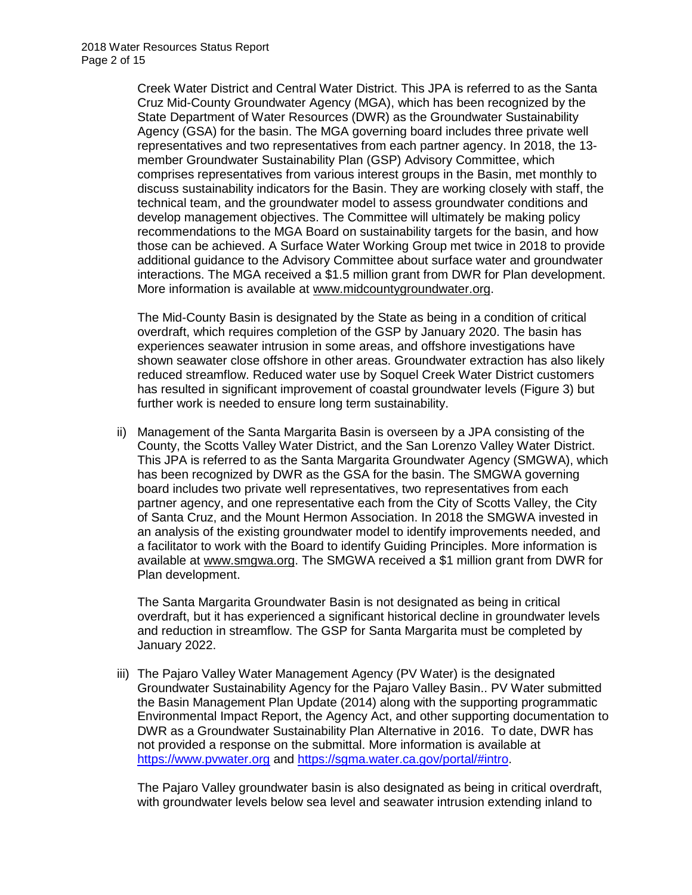Creek Water District and Central Water District. This JPA is referred to as the Santa Cruz Mid-County Groundwater Agency (MGA), which has been recognized by the State Department of Water Resources (DWR) as the Groundwater Sustainability Agency (GSA) for the basin. The MGA governing board includes three private well representatives and two representatives from each partner agency. In 2018, the 13-member Groundwater Sustainability Plan (GSP) Advisory Committee, which comprises representatives from various interest groups in the Basin, met monthly to discuss sustainability indicators for the Basin. They are working closely with staff, the technical team, and the groundwater model to assess groundwater conditions and develop management objectives. The Committee will ultimately be making policy recommendations to the MGA Board on sustainability targets for the basin, and how those can be achieved. A Surface Water Working Group met twice in 2018 to provide additional guidance to the Advisory Committee about surface water and groundwater interactions. The MGA received a $1.5 million grant from DWR for Plan development. More information is available at www.midcountygroundwater.org.

The Mid-County Basin is designated by the State as being in a condition of critical overdraft, which requires completion of the GSP by January 2020. The basin has experiences seawater intrusion in some areas, and offshore investigations have shown seawater close offshore in other areas. Groundwater extraction has also likely reduced streamflow. Reduced water use by Soquel Creek Water District customers has resulted in significant improvement of coastal groundwater levels (Figure 3) but further work is needed to ensure long term sustainability.

ii) Management of the Santa Margarita Basin is overseen by a JPA consisting of the County, the Scotts Valley Water District, and the San Lorenzo Valley Water District. This JPA is referred to as the Santa Margarita Groundwater Agency (SMGWA), which has been recognized by DWR as the GSA for the basin. The SMGWA governing board includes two private well representatives, two representatives from each partner agency, and one representative each from the City of Scotts Valley, the City of Santa Cruz, and the Mount Hermon Association. In 2018 the SMGWA invested in an analysis of the existing groundwater model to identify improvements needed, and a facilitator to work with the Board to identify Guiding Principles. More information is available at www.smgwa.org. The SMGWA received a $1 million grant from DWR for Plan development.

The Santa Margarita Groundwater Basin is not designated as being in critical overdraft, but it has experienced a significant historical decline in groundwater levels and reduction in streamflow. The GSP for Santa Margarita must be completed by January 2022.

iii) The Pajaro Valley Water Management Agency (PV Water) is the designated Groundwater Sustainability Agency for the Pajaro Valley Basin.. PV Water submitted the Basin Management Plan Update (2014) along with the supporting programmatic Environmental Impact Report, the Agency Act, and other supporting documentation to DWR as a Groundwater Sustainability Plan Alternative in 2016. To date, DWR has not provided a response on the submittal. More information is available at https://www.pvwater.org and https://sgma.water.ca.gov/portal/#intro.

The Pajaro Valley groundwater basin is also designated as being in critical overdraft, with groundwater levels below sea level and seawater intrusion extending inland to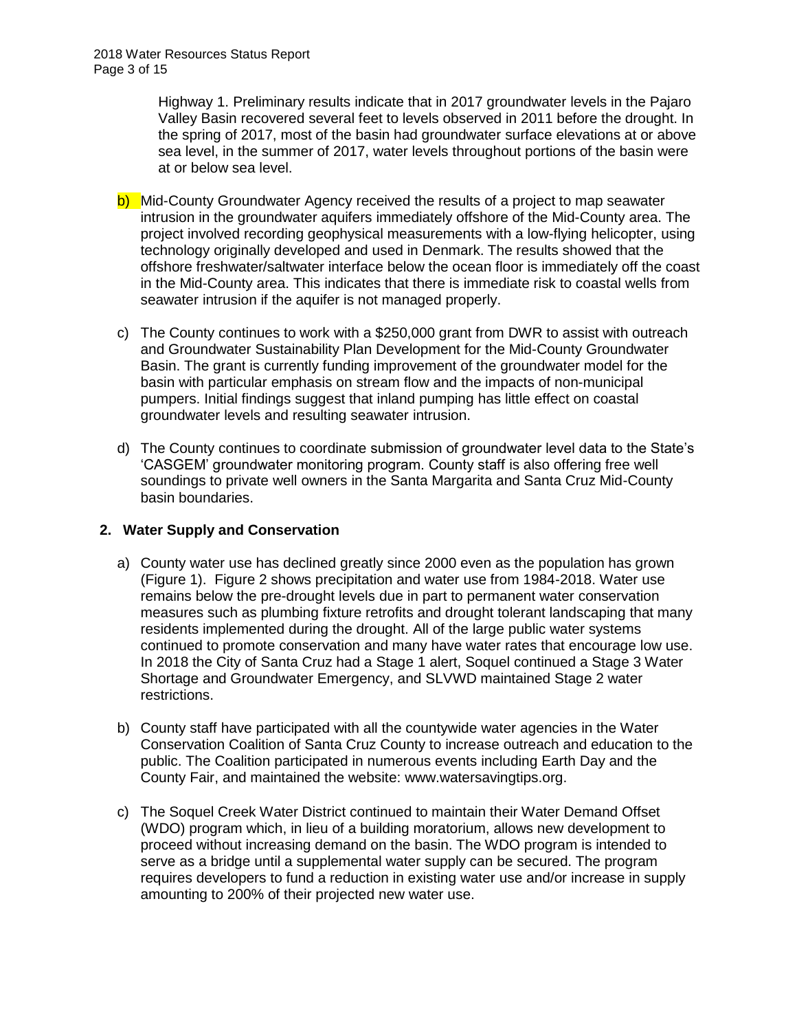Highway 1. Preliminary results indicate that in 2017 groundwater levels in the Pajaro Valley Basin recovered several feet to levels observed in 2011 before the drought. In the spring of 2017, most of the basin had groundwater surface elevations at or above sea level, in the summer of 2017, water levels throughout portions of the basin were at or below sea level.

b) Mid-County Groundwater Agency received the results of a project to map seawater intrusion in the groundwater aquifers immediately offshore of the Mid-County area. The project involved recording geophysical measurements with a low-flying helicopter, using technology originally developed and used in Denmark. The results showed that the offshore freshwater/saltwater interface below the ocean floor is immediately off the coast in the Mid-County area. This indicates that there is immediate risk to coastal wells from seawater intrusion if the aquifer is not managed properly.

c) The County continues to work with a $250,000 grant from DWR to assist with outreach and Groundwater Sustainability Plan Development for the Mid-County Groundwater Basin. The grant is currently funding improvement of the groundwater model for the basin with particular emphasis on stream flow and the impacts of non-municipal pumpers. Initial findings suggest that inland pumping has little effect on coastal groundwater levels and resulting seawater intrusion.

d) The County continues to coordinate submission of groundwater level data to the State's 'CASGEM' groundwater monitoring program. County staff is also offering free well soundings to private well owners in the Santa Margarita and Santa Cruz Mid-County basin boundaries.

## 2. Water Supply and Conservation

a) County water use has declined greatly since 2000 even as the population has grown (Figure 1). Figure 2 shows precipitation and water use from 1984-2018. Water use remains below the pre-drought levels due in part to permanent water conservation measures such as plumbing fixture retrofits and drought tolerant landscaping that many residents implemented during the drought. All of the large public water systems continued to promote conservation and many have water rates that encourage low use. In 2018 the City of Santa Cruz had a Stage 1 alert, Soquel continued a Stage 3 Water Shortage and Groundwater Emergency, and SLVWD maintained Stage 2 water restrictions.

b) County staff have participated with all the countywide water agencies in the Water Conservation Coalition of Santa Cruz County to increase outreach and education to the public. The Coalition participated in numerous events including Earth Day and the County Fair, and maintained the website: www.watersavingtips.org.

c) The Soquel Creek Water District continued to maintain their Water Demand Offset (WDO) program which, in lieu of a building moratorium, allows new development to proceed without increasing demand on the basin. The WDO program is intended to serve as a bridge until a supplemental water supply can be secured. The program requires developers to fund a reduction in existing water use and/or increase in supply amounting to 200% of their projected new water use.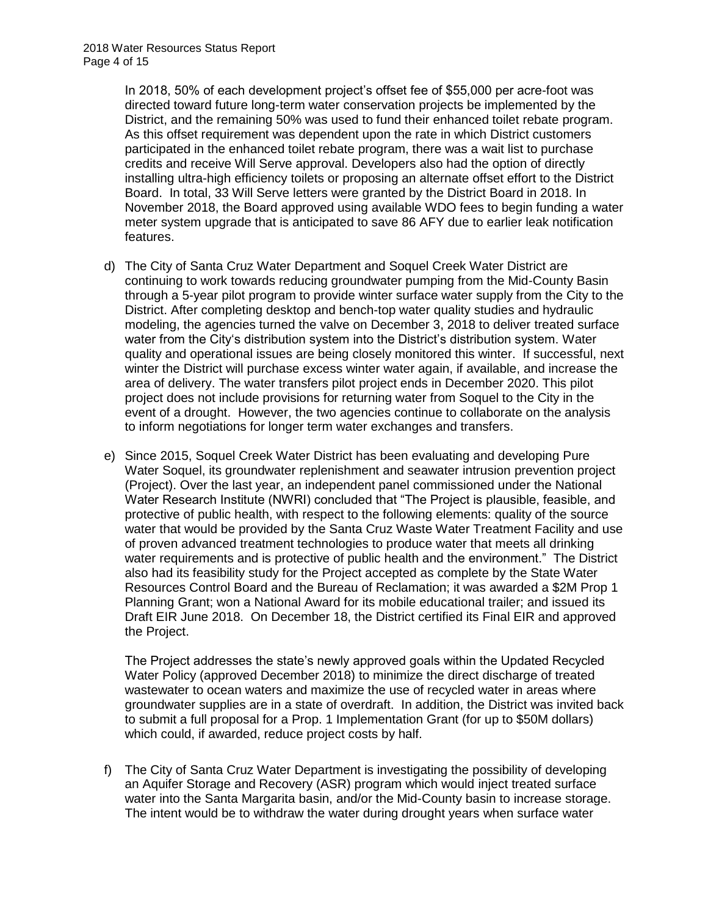In 2018, 50% of each development project's offset fee of $55,000 per acre-foot was directed toward future long-term water conservation projects be implemented by the District, and the remaining 50% was used to fund their enhanced toilet rebate program. As this offset requirement was dependent upon the rate in which District customers participated in the enhanced toilet rebate program, there was a wait list to purchase credits and receive Will Serve approval. Developers also had the option of directly installing ultra-high efficiency toilets or proposing an alternate offset effort to the District Board. In total, 33 Will Serve letters were granted by the District Board in 2018. In November 2018, the Board approved using available WDO fees to begin funding a water meter system upgrade that is anticipated to save 86 AFY due to earlier leak notification features.

d) The City of Santa Cruz Water Department and Soquel Creek Water District are continuing to work towards reducing groundwater pumping from the Mid-County Basin through a 5-year pilot program to provide winter surface water supply from the City to the District. After completing desktop and bench-top water quality studies and hydraulic modeling, the agencies turned the valve on December 3, 2018 to deliver treated surface water from the City's distribution system into the District's distribution system. Water quality and operational issues are being closely monitored this winter. If successful, next winter the District will purchase excess winter water again, if available, and increase the area of delivery. The water transfers pilot project ends in December 2020. This pilot project does not include provisions for returning water from Soquel to the City in the event of a drought. However, the two agencies continue to collaborate on the analysis to inform negotiations for longer term water exchanges and transfers.

e) Since 2015, Soquel Creek Water District has been evaluating and developing Pure Water Soquel, its groundwater replenishment and seawater intrusion prevention project (Project). Over the last year, an independent panel commissioned under the National Water Research Institute (NWRI) concluded that "The Project is plausible, feasible, and protective of public health, with respect to the following elements: quality of the source water that would be provided by the Santa Cruz Waste Water Treatment Facility and use of proven advanced treatment technologies to produce water that meets all drinking water requirements and is protective of public health and the environment." The District also had its feasibility study for the Project accepted as complete by the State Water Resources Control Board and the Bureau of Reclamation; it was awarded a $2M Prop 1 Planning Grant; won a National Award for its mobile educational trailer; and issued its Draft EIR June 2018. On December 18, the District certified its Final EIR and approved the Project.

The Project addresses the state's newly approved goals within the Updated Recycled Water Policy (approved December 2018) to minimize the direct discharge of treated wastewater to ocean waters and maximize the use of recycled water in areas where groundwater supplies are in a state of overdraft. In addition, the District was invited back to submit a full proposal for a Prop. 1 Implementation Grant (for up to $50M dollars) which could, if awarded, reduce project costs by half.

f) The City of Santa Cruz Water Department is investigating the possibility of developing an Aquifer Storage and Recovery (ASR) program which would inject treated surface water into the Santa Margarita basin, and/or the Mid-County basin to increase storage. The intent would be to withdraw the water during drought years when surface water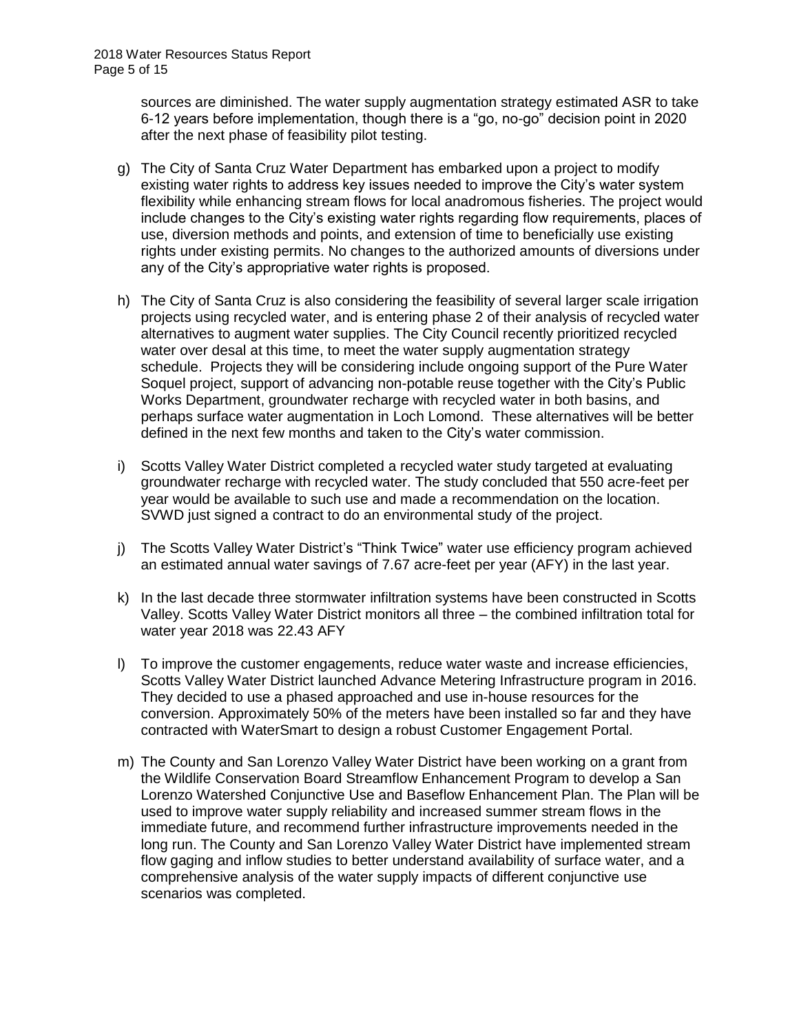sources are diminished. The water supply augmentation strategy estimated ASR to take 6-12 years before implementation, though there is a "go, no-go" decision point in 2020 after the next phase of feasibility pilot testing.

g) The City of Santa Cruz Water Department has embarked upon a project to modify existing water rights to address key issues needed to improve the City's water system flexibility while enhancing stream flows for local anadromous fisheries. The project would include changes to the City's existing water rights regarding flow requirements, places of use, diversion methods and points, and extension of time to beneficially use existing rights under existing permits. No changes to the authorized amounts of diversions under any of the City's appropriative water rights is proposed.

h) The City of Santa Cruz is also considering the feasibility of several larger scale irrigation projects using recycled water, and is entering phase 2 of their analysis of recycled water alternatives to augment water supplies. The City Council recently prioritized recycled water over desal at this time, to meet the water supply augmentation strategy schedule. Projects they will be considering include ongoing support of the Pure Water Soquel project, support of advancing non-potable reuse together with the City's Public Works Department, groundwater recharge with recycled water in both basins, and perhaps surface water augmentation in Loch Lomond. These alternatives will be better defined in the next few months and taken to the City's water commission.

i) Scotts Valley Water District completed a recycled water study targeted at evaluating groundwater recharge with recycled water. The study concluded that 550 acre-feet per year would be available to such use and made a recommendation on the location. SVWD just signed a contract to do an environmental study of the project.

j) The Scotts Valley Water District's "Think Twice" water use efficiency program achieved an estimated annual water savings of 7.67 acre-feet per year (AFY) in the last year.

k) In the last decade three stormwater infiltration systems have been constructed in Scotts Valley. Scotts Valley Water District monitors all three – the combined infiltration total for water year 2018 was 22.43 AFY

l) To improve the customer engagements, reduce water waste and increase efficiencies, Scotts Valley Water District launched Advance Metering Infrastructure program in 2016. They decided to use a phased approached and use in-house resources for the conversion. Approximately 50% of the meters have been installed so far and they have contracted with WaterSmart to design a robust Customer Engagement Portal.

m) The County and San Lorenzo Valley Water District have been working on a grant from the Wildlife Conservation Board Streamflow Enhancement Program to develop a San Lorenzo Watershed Conjunctive Use and Baseflow Enhancement Plan. The Plan will be used to improve water supply reliability and increased summer stream flows in the immediate future, and recommend further infrastructure improvements needed in the long run. The County and San Lorenzo Valley Water District have implemented stream flow gaging and inflow studies to better understand availability of surface water, and a comprehensive analysis of the water supply impacts of different conjunctive use scenarios was completed.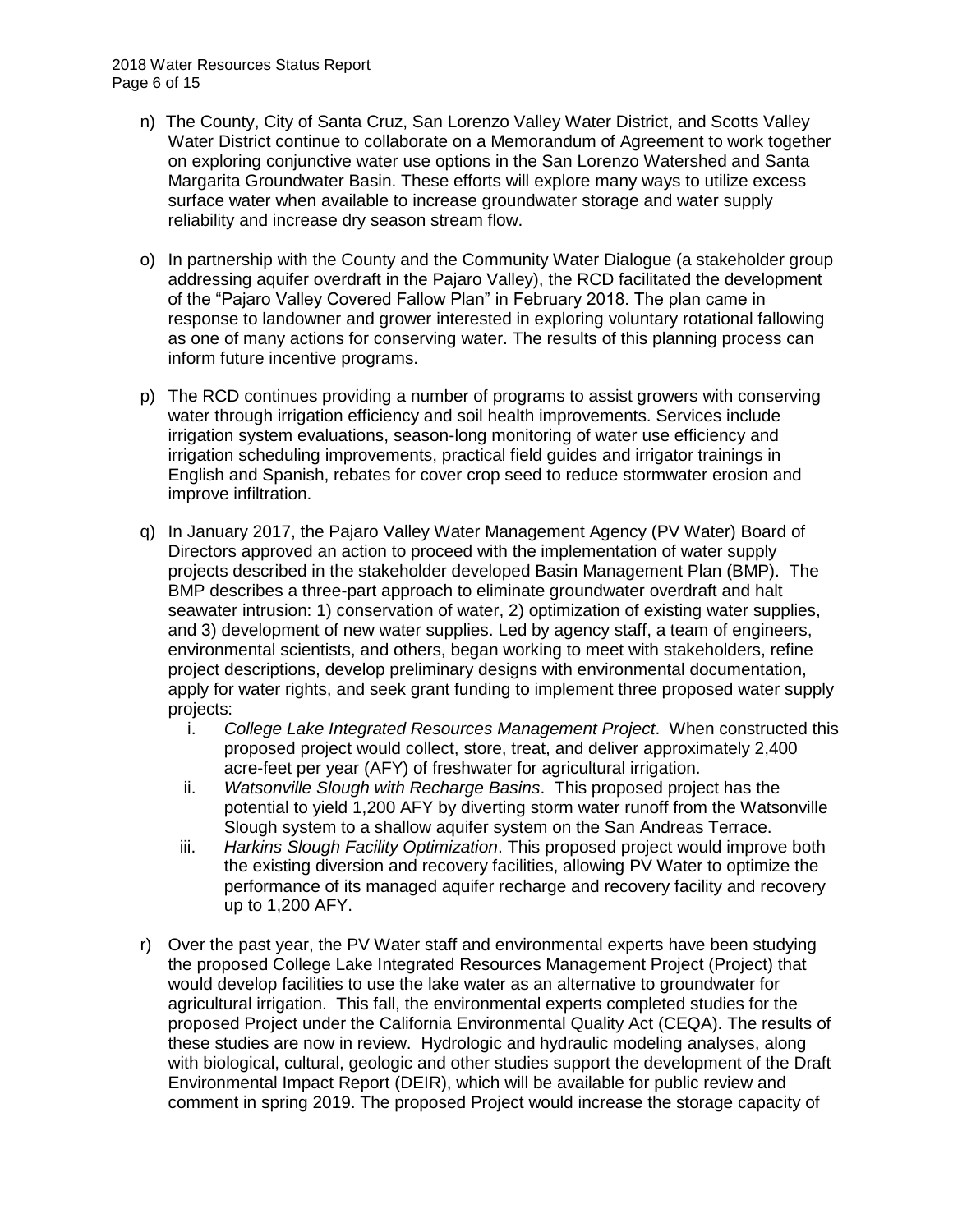n) The County, City of Santa Cruz, San Lorenzo Valley Water District, and Scotts Valley Water District continue to collaborate on a Memorandum of Agreement to work together on exploring conjunctive water use options in the San Lorenzo Watershed and Santa Margarita Groundwater Basin. These efforts will explore many ways to utilize excess surface water when available to increase groundwater storage and water supply reliability and increase dry season stream flow.

o) In partnership with the County and the Community Water Dialogue (a stakeholder group addressing aquifer overdraft in the Pajaro Valley), the RCD facilitated the development of the "Pajaro Valley Covered Fallow Plan" in February 2018. The plan came in response to landowner and grower interested in exploring voluntary rotational fallowing as one of many actions for conserving water. The results of this planning process can inform future incentive programs.

p) The RCD continues providing a number of programs to assist growers with conserving water through irrigation efficiency and soil health improvements. Services include irrigation system evaluations, season-long monitoring of water use efficiency and irrigation scheduling improvements, practical field guides and irrigator trainings in English and Spanish, rebates for cover crop seed to reduce stormwater erosion and improve infiltration.

q) In January 2017, the Pajaro Valley Water Management Agency (PV Water) Board of Directors approved an action to proceed with the implementation of water supply projects described in the stakeholder developed Basin Management Plan (BMP). The BMP describes a three-part approach to eliminate groundwater overdraft and halt seawater intrusion: 1) conservation of water, 2) optimization of existing water supplies, and 3) development of new water supplies. Led by agency staff, a team of engineers, environmental scientists, and others, began working to meet with stakeholders, refine project descriptions, develop preliminary designs with environmental documentation, apply for water rights, and seek grant funding to implement three proposed water supply projects:

   i. *College Lake Integrated Resources Management Project*. When constructed this proposed project would collect, store, treat, and deliver approximately 2,400 acre-feet per year (AFY) of freshwater for agricultural irrigation.

   ii. *Watsonville Slough with Recharge Basins*. This proposed project has the potential to yield 1,200 AFY by diverting storm water runoff from the Watsonville Slough system to a shallow aquifer system on the San Andreas Terrace.

   iii. *Harkins Slough Facility Optimization*. This proposed project would improve both the existing diversion and recovery facilities, allowing PV Water to optimize the performance of its managed aquifer recharge and recovery facility and recovery up to 1,200 AFY.

r) Over the past year, the PV Water staff and environmental experts have been studying the proposed College Lake Integrated Resources Management Project (Project) that would develop facilities to use the lake water as an alternative to groundwater for agricultural irrigation. This fall, the environmental experts completed studies for the proposed Project under the California Environmental Quality Act (CEQA). The results of these studies are now in review. Hydrologic and hydraulic modeling analyses, along with biological, cultural, geologic and other studies support the development of the Draft Environmental Impact Report (DEIR), which will be available for public review and comment in spring 2019. The proposed Project would increase the storage capacity of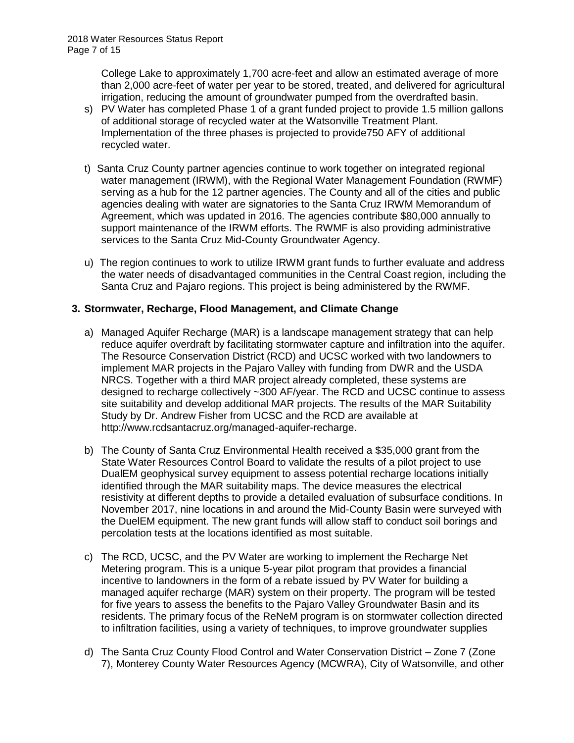College Lake to approximately 1,700 acre-feet and allow an estimated average of more than 2,000 acre-feet of water per year to be stored, treated, and delivered for agricultural irrigation, reducing the amount of groundwater pumped from the overdrafted basin.

s) PV Water has completed Phase 1 of a grant funded project to provide 1.5 million gallons of additional storage of recycled water at the Watsonville Treatment Plant. Implementation of the three phases is projected to provide750 AFY of additional recycled water.

t) Santa Cruz County partner agencies continue to work together on integrated regional water management (IRWM), with the Regional Water Management Foundation (RWMF) serving as a hub for the 12 partner agencies. The County and all of the cities and public agencies dealing with water are signatories to the Santa Cruz IRWM Memorandum of Agreement, which was updated in 2016. The agencies contribute $80,000 annually to support maintenance of the IRWM efforts. The RWMF is also providing administrative services to the Santa Cruz Mid-County Groundwater Agency.

u) The region continues to work to utilize IRWM grant funds to further evaluate and address the water needs of disadvantaged communities in the Central Coast region, including the Santa Cruz and Pajaro regions. This project is being administered by the RWMF.

### 3. Stormwater, Recharge, Flood Management, and Climate Change

a) Managed Aquifer Recharge (MAR) is a landscape management strategy that can help reduce aquifer overdraft by facilitating stormwater capture and infiltration into the aquifer. The Resource Conservation District (RCD) and UCSC worked with two landowners to implement MAR projects in the Pajaro Valley with funding from DWR and the USDA NRCS. Together with a third MAR project already completed, these systems are designed to recharge collectively ~300 AF/year. The RCD and UCSC continue to assess site suitability and develop additional MAR projects. The results of the MAR Suitability Study by Dr. Andrew Fisher from UCSC and the RCD are available at http://www.rcdsantacruz.org/managed-aquifer-recharge.

b) The County of Santa Cruz Environmental Health received a $35,000 grant from the State Water Resources Control Board to validate the results of a pilot project to use DualEM geophysical survey equipment to assess potential recharge locations initially identified through the MAR suitability maps. The device measures the electrical resistivity at different depths to provide a detailed evaluation of subsurface conditions. In November 2017, nine locations in and around the Mid-County Basin were surveyed with the DuelEM equipment. The new grant funds will allow staff to conduct soil borings and percolation tests at the locations identified as most suitable.

c) The RCD, UCSC, and the PV Water are working to implement the Recharge Net Metering program. This is a unique 5-year pilot program that provides a financial incentive to landowners in the form of a rebate issued by PV Water for building a managed aquifer recharge (MAR) system on their property. The program will be tested for five years to assess the benefits to the Pajaro Valley Groundwater Basin and its residents. The primary focus of the ReNeM program is on stormwater collection directed to infiltration facilities, using a variety of techniques, to improve groundwater supplies

d) The Santa Cruz County Flood Control and Water Conservation District – Zone 7 (Zone 7), Monterey County Water Resources Agency (MCWRA), City of Watsonville, and other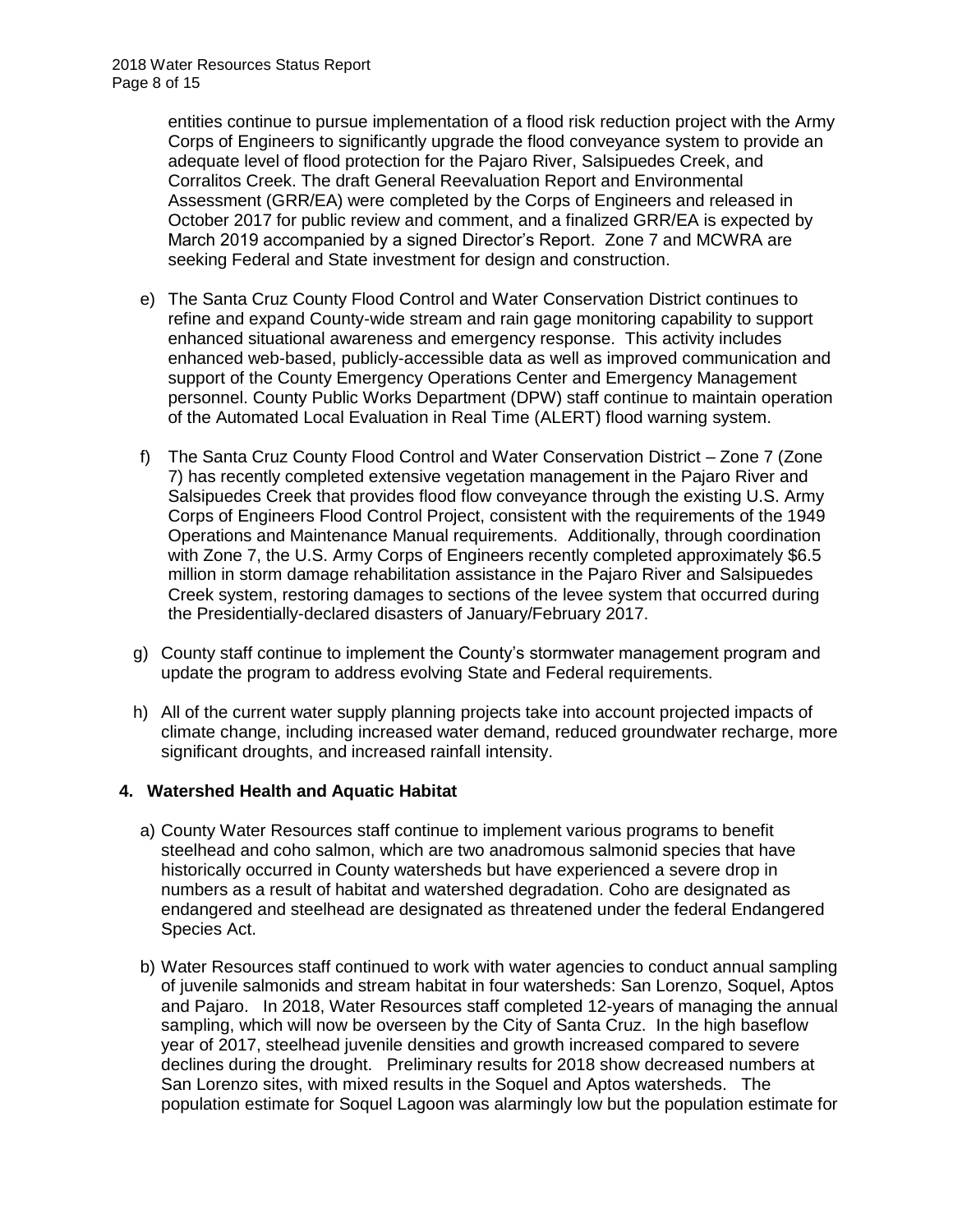entities continue to pursue implementation of a flood risk reduction project with the Army Corps of Engineers to significantly upgrade the flood conveyance system to provide an adequate level of flood protection for the Pajaro River, Salsipuedes Creek, and Corralitos Creek. The draft General Reevaluation Report and Environmental Assessment (GRR/EA) were completed by the Corps of Engineers and released in October 2017 for public review and comment, and a finalized GRR/EA is expected by March 2019 accompanied by a signed Director's Report. Zone 7 and MCWRA are seeking Federal and State investment for design and construction.

e) The Santa Cruz County Flood Control and Water Conservation District continues to refine and expand County-wide stream and rain gage monitoring capability to support enhanced situational awareness and emergency response. This activity includes enhanced web-based, publicly-accessible data as well as improved communication and support of the County Emergency Operations Center and Emergency Management personnel. County Public Works Department (DPW) staff continue to maintain operation of the Automated Local Evaluation in Real Time (ALERT) flood warning system.

f) The Santa Cruz County Flood Control and Water Conservation District – Zone 7 (Zone 7) has recently completed extensive vegetation management in the Pajaro River and Salsipuedes Creek that provides flood flow conveyance through the existing U.S. Army Corps of Engineers Flood Control Project, consistent with the requirements of the 1949 Operations and Maintenance Manual requirements. Additionally, through coordination with Zone 7, the U.S. Army Corps of Engineers recently completed approximately $6.5 million in storm damage rehabilitation assistance in the Pajaro River and Salsipuedes Creek system, restoring damages to sections of the levee system that occurred during the Presidentially-declared disasters of January/February 2017.

g) County staff continue to implement the County's stormwater management program and update the program to address evolving State and Federal requirements.

h) All of the current water supply planning projects take into account projected impacts of climate change, including increased water demand, reduced groundwater recharge, more significant droughts, and increased rainfall intensity.

## 4. Watershed Health and Aquatic Habitat

a) County Water Resources staff continue to implement various programs to benefit steelhead and coho salmon, which are two anadromous salmonid species that have historically occurred in County watersheds but have experienced a severe drop in numbers as a result of habitat and watershed degradation. Coho are designated as endangered and steelhead are designated as threatened under the federal Endangered Species Act.

b) Water Resources staff continued to work with water agencies to conduct annual sampling of juvenile salmonids and stream habitat in four watersheds: San Lorenzo, Soquel, Aptos and Pajaro. In 2018, Water Resources staff completed 12-years of managing the annual sampling, which will now be overseen by the City of Santa Cruz. In the high baseflow year of 2017, steelhead juvenile densities and growth increased compared to severe declines during the drought. Preliminary results for 2018 show decreased numbers at San Lorenzo sites, with mixed results in the Soquel and Aptos watersheds. The population estimate for Soquel Lagoon was alarmingly low but the population estimate for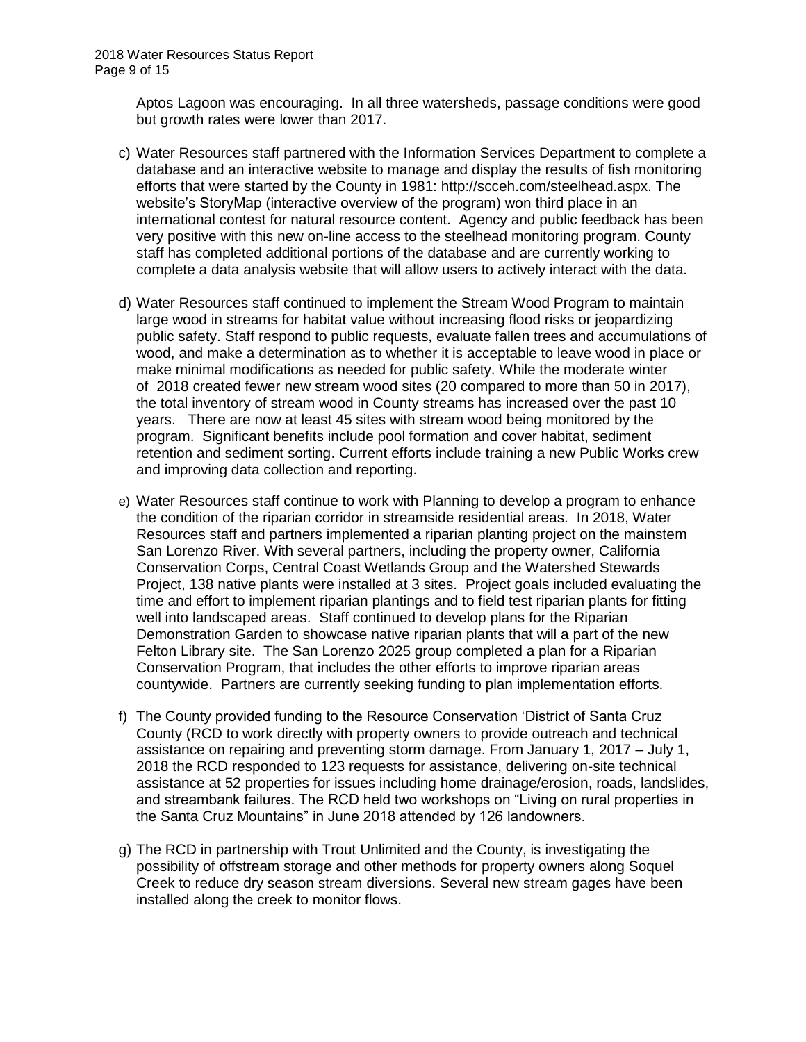Aptos Lagoon was encouraging. In all three watersheds, passage conditions were good but growth rates were lower than 2017.

c) Water Resources staff partnered with the Information Services Department to complete a database and an interactive website to manage and display the results of fish monitoring efforts that were started by the County in 1981: http://scceh.com/steelhead.aspx. The website's StoryMap (interactive overview of the program) won third place in an international contest for natural resource content. Agency and public feedback has been very positive with this new on-line access to the steelhead monitoring program. County staff has completed additional portions of the database and are currently working to complete a data analysis website that will allow users to actively interact with the data.

d) Water Resources staff continued to implement the Stream Wood Program to maintain large wood in streams for habitat value without increasing flood risks or jeopardizing public safety. Staff respond to public requests, evaluate fallen trees and accumulations of wood, and make a determination as to whether it is acceptable to leave wood in place or make minimal modifications as needed for public safety. While the moderate winter of 2018 created fewer new stream wood sites (20 compared to more than 50 in 2017), the total inventory of stream wood in County streams has increased over the past 10 years. There are now at least 45 sites with stream wood being monitored by the program. Significant benefits include pool formation and cover habitat, sediment retention and sediment sorting. Current efforts include training a new Public Works crew and improving data collection and reporting.

e) Water Resources staff continue to work with Planning to develop a program to enhance the condition of the riparian corridor in streamside residential areas. In 2018, Water Resources staff and partners implemented a riparian planting project on the mainstem San Lorenzo River. With several partners, including the property owner, California Conservation Corps, Central Coast Wetlands Group and the Watershed Stewards Project, 138 native plants were installed at 3 sites. Project goals included evaluating the time and effort to implement riparian plantings and to field test riparian plants for fitting well into landscaped areas. Staff continued to develop plans for the Riparian Demonstration Garden to showcase native riparian plants that will a part of the new Felton Library site. The San Lorenzo 2025 group completed a plan for a Riparian Conservation Program, that includes the other efforts to improve riparian areas countywide. Partners are currently seeking funding to plan implementation efforts.

f) The County provided funding to the Resource Conservation 'District of Santa Cruz County (RCD to work directly with property owners to provide outreach and technical assistance on repairing and preventing storm damage. From January 1, 2017 – July 1, 2018 the RCD responded to 123 requests for assistance, delivering on-site technical assistance at 52 properties for issues including home drainage/erosion, roads, landslides, and streambank failures. The RCD held two workshops on "Living on rural properties in the Santa Cruz Mountains" in June 2018 attended by 126 landowners.

g) The RCD in partnership with Trout Unlimited and the County, is investigating the possibility of offstream storage and other methods for property owners along Soquel Creek to reduce dry season stream diversions. Several new stream gages have been installed along the creek to monitor flows.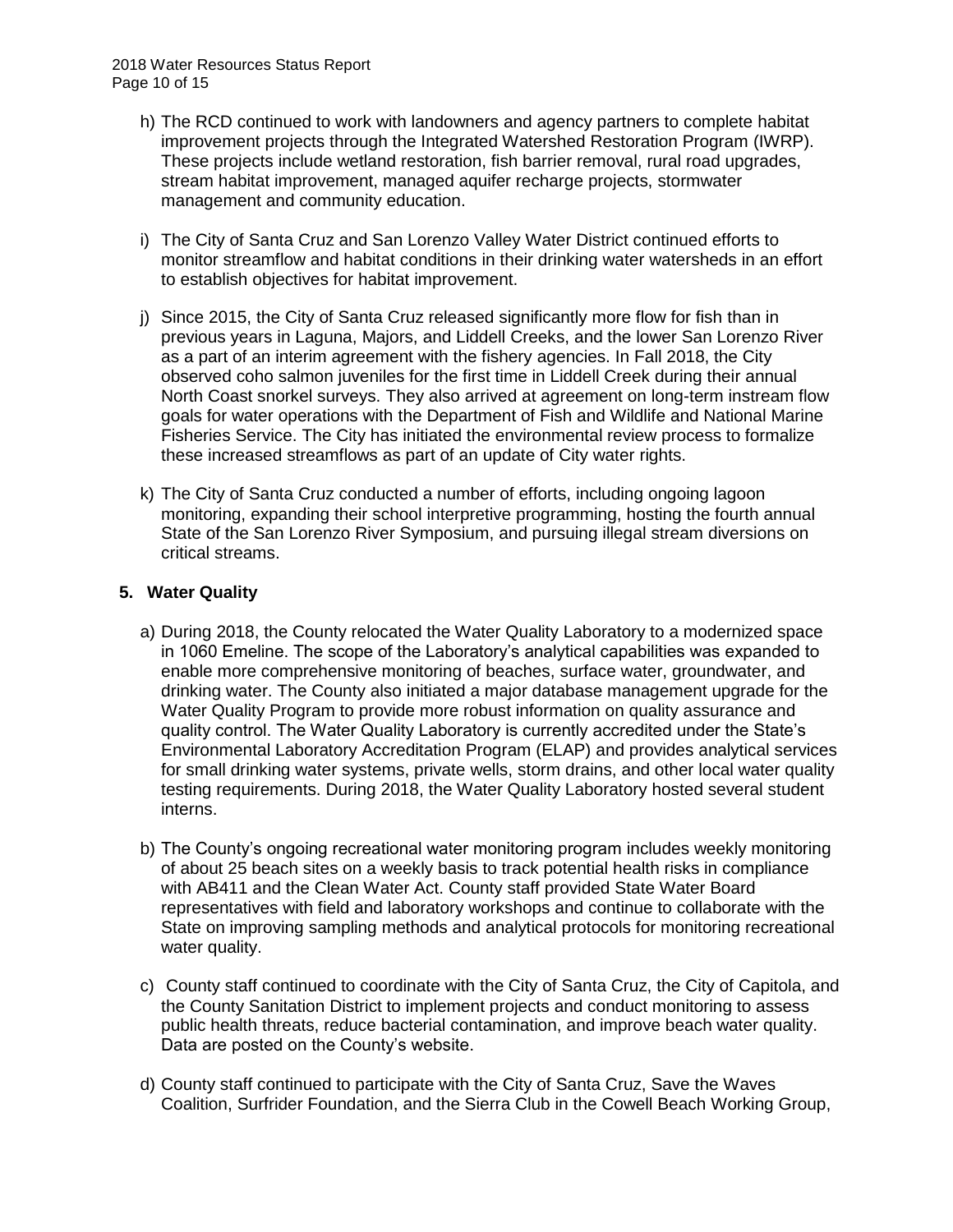h) The RCD continued to work with landowners and agency partners to complete habitat improvement projects through the Integrated Watershed Restoration Program (IWRP). These projects include wetland restoration, fish barrier removal, rural road upgrades, stream habitat improvement, managed aquifer recharge projects, stormwater management and community education.

i) The City of Santa Cruz and San Lorenzo Valley Water District continued efforts to monitor streamflow and habitat conditions in their drinking water watersheds in an effort to establish objectives for habitat improvement.

j) Since 2015, the City of Santa Cruz released significantly more flow for fish than in previous years in Laguna, Majors, and Liddell Creeks, and the lower San Lorenzo River as a part of an interim agreement with the fishery agencies. In Fall 2018, the City observed coho salmon juveniles for the first time in Liddell Creek during their annual North Coast snorkel surveys. They also arrived at agreement on long-term instream flow goals for water operations with the Department of Fish and Wildlife and National Marine Fisheries Service. The City has initiated the environmental review process to formalize these increased streamflows as part of an update of City water rights.

k) The City of Santa Cruz conducted a number of efforts, including ongoing lagoon monitoring, expanding their school interpretive programming, hosting the fourth annual State of the San Lorenzo River Symposium, and pursuing illegal stream diversions on critical streams.

## 5. Water Quality

a) During 2018, the County relocated the Water Quality Laboratory to a modernized space in 1060 Emeline. The scope of the Laboratory's analytical capabilities was expanded to enable more comprehensive monitoring of beaches, surface water, groundwater, and drinking water. The County also initiated a major database management upgrade for the Water Quality Program to provide more robust information on quality assurance and quality control. The Water Quality Laboratory is currently accredited under the State's Environmental Laboratory Accreditation Program (ELAP) and provides analytical services for small drinking water systems, private wells, storm drains, and other local water quality testing requirements. During 2018, the Water Quality Laboratory hosted several student interns.

b) The County's ongoing recreational water monitoring program includes weekly monitoring of about 25 beach sites on a weekly basis to track potential health risks in compliance with AB411 and the Clean Water Act. County staff provided State Water Board representatives with field and laboratory workshops and continue to collaborate with the State on improving sampling methods and analytical protocols for monitoring recreational water quality.

c) County staff continued to coordinate with the City of Santa Cruz, the City of Capitola, and the County Sanitation District to implement projects and conduct monitoring to assess public health threats, reduce bacterial contamination, and improve beach water quality. Data are posted on the County's website.

d) County staff continued to participate with the City of Santa Cruz, Save the Waves Coalition, Surfrider Foundation, and the Sierra Club in the Cowell Beach Working Group,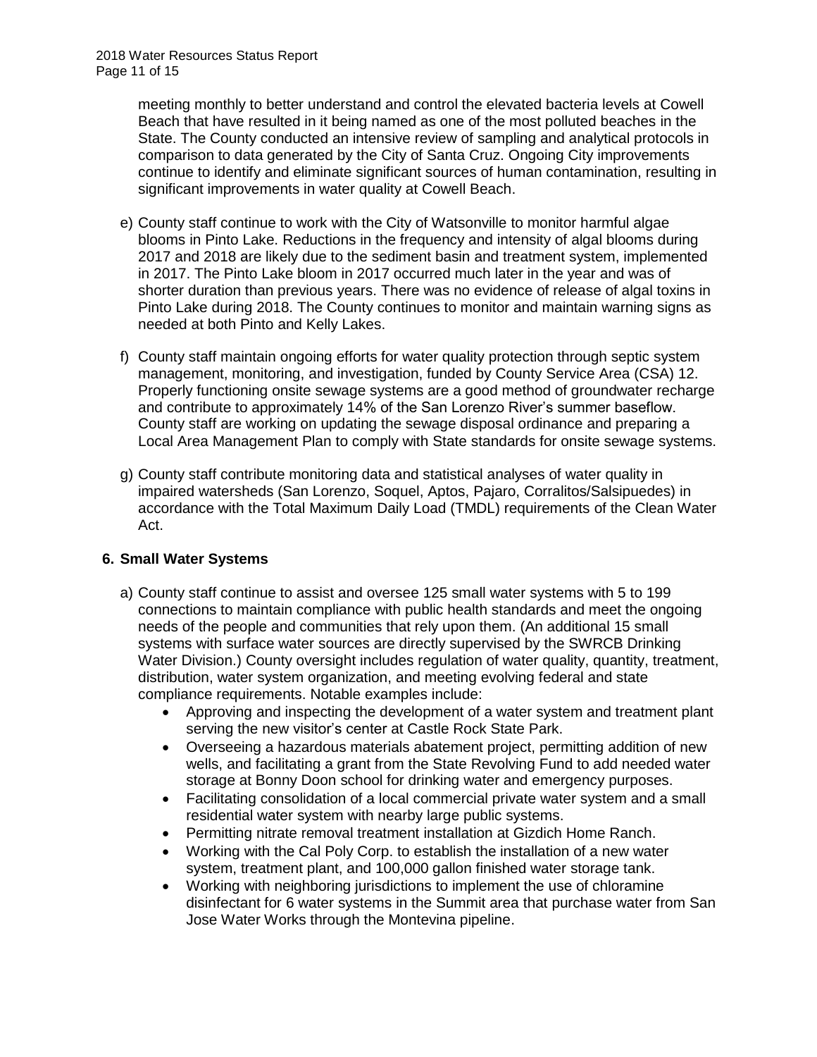meeting monthly to better understand and control the elevated bacteria levels at Cowell Beach that have resulted in it being named as one of the most polluted beaches in the State. The County conducted an intensive review of sampling and analytical protocols in comparison to data generated by the City of Santa Cruz. Ongoing City improvements continue to identify and eliminate significant sources of human contamination, resulting in significant improvements in water quality at Cowell Beach.

e) County staff continue to work with the City of Watsonville to monitor harmful algae blooms in Pinto Lake. Reductions in the frequency and intensity of algal blooms during 2017 and 2018 are likely due to the sediment basin and treatment system, implemented in 2017. The Pinto Lake bloom in 2017 occurred much later in the year and was of shorter duration than previous years. There was no evidence of release of algal toxins in Pinto Lake during 2018. The County continues to monitor and maintain warning signs as needed at both Pinto and Kelly Lakes.

f) County staff maintain ongoing efforts for water quality protection through septic system management, monitoring, and investigation, funded by County Service Area (CSA) 12. Properly functioning onsite sewage systems are a good method of groundwater recharge and contribute to approximately 14% of the San Lorenzo River's summer baseflow. County staff are working on updating the sewage disposal ordinance and preparing a Local Area Management Plan to comply with State standards for onsite sewage systems.

g) County staff contribute monitoring data and statistical analyses of water quality in impaired watersheds (San Lorenzo, Soquel, Aptos, Pajaro, Corralitos/Salsipuedes) in accordance with the Total Maximum Daily Load (TMDL) requirements of the Clean Water Act.

## 6. Small Water Systems

a) County staff continue to assist and oversee 125 small water systems with 5 to 199 connections to maintain compliance with public health standards and meet the ongoing needs of the people and communities that rely upon them. (An additional 15 small systems with surface water sources are directly supervised by the SWRCB Drinking Water Division.) County oversight includes regulation of water quality, quantity, treatment, distribution, water system organization, and meeting evolving federal and state compliance requirements. Notable examples include:
   - Approving and inspecting the development of a water system and treatment plant serving the new visitor's center at Castle Rock State Park.
   - Overseeing a hazardous materials abatement project, permitting addition of new wells, and facilitating a grant from the State Revolving Fund to add needed water storage at Bonny Doon school for drinking water and emergency purposes.
   - Facilitating consolidation of a local commercial private water system and a small residential water system with nearby large public systems.
   - Permitting nitrate removal treatment installation at Gizdich Home Ranch.
   - Working with the Cal Poly Corp. to establish the installation of a new water system, treatment plant, and 100,000 gallon finished water storage tank.
   - Working with neighboring jurisdictions to implement the use of chloramine disinfectant for 6 water systems in the Summit area that purchase water from San Jose Water Works through the Montevina pipeline.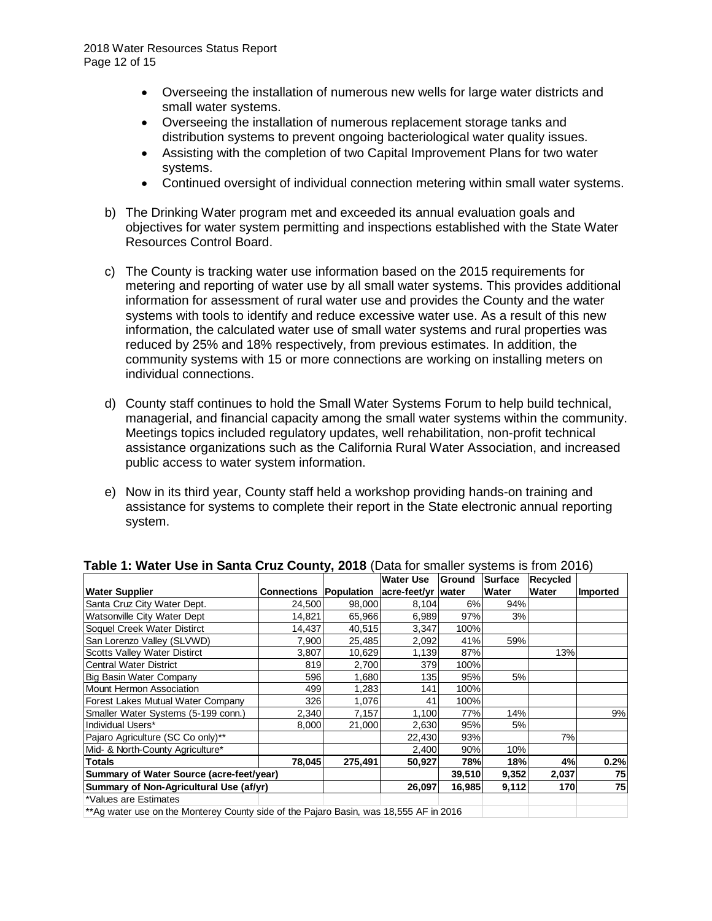- Overseeing the installation of numerous new wells for large water districts and small water systems.
- Overseeing the installation of numerous replacement storage tanks and distribution systems to prevent ongoing bacteriological water quality issues.
- Assisting with the completion of two Capital Improvement Plans for two water systems.
- Continued oversight of individual connection metering within small water systems.

b) The Drinking Water program met and exceeded its annual evaluation goals and objectives for water system permitting and inspections established with the State Water Resources Control Board.

c) The County is tracking water use information based on the 2015 requirements for metering and reporting of water use by all small water systems. This provides additional information for assessment of rural water use and provides the County and the water systems with tools to identify and reduce excessive water use. As a result of this new information, the calculated water use of small water systems and rural properties was reduced by 25% and 18% respectively, from previous estimates. In addition, the community systems with 15 or more connections are working on installing meters on individual connections.

d) County staff continues to hold the Small Water Systems Forum to help build technical, managerial, and financial capacity among the small water systems within the community. Meetings topics included regulatory updates, well rehabilitation, non-profit technical assistance organizations such as the California Rural Water Association, and increased public access to water system information.

e) Now in its third year, County staff held a workshop providing hands-on training and assistance for systems to complete their report in the State electronic annual reporting system.

**Table 1: Water Use in Santa Cruz County, 2018** (Data for smaller systems is from 2016)

| Water Supplier | Connections | Population | Water Use acre-feet/yr | Ground water | Surface Water | Recycled Water | Imported |
|---|---|---|---|---|---|---|---|
| Santa Cruz City Water Dept. | 24,500 | 98,000 | 8,104 | 6% | 94% | | |
| Watsonville City Water Dept | 14,821 | 65,966 | 6,989 | 97% | 3% | | |
| Soquel Creek Water Distirct | 14,437 | 40,515 | 3,347 | 100% | | | |
| San Lorenzo Valley (SLVWD) | 7,900 | 25,485 | 2,092 | 41% | 59% | | |
| Scotts Valley Water Distirct | 3,807 | 10,629 | 1,139 | 87% | | 13% | |
| Central Water District | 819 | 2,700 | 379 | 100% | | | |
| Big Basin Water Company | 596 | 1,680 | 135 | 95% | 5% | | |
| Mount Hermon Association | 499 | 1,283 | 141 | 100% | | | |
| Forest Lakes Mutual Water Company | 326 | 1,076 | 41 | 100% | | | |
| Smaller Water Systems (5-199 conn.) | 2,340 | 7,157 | 1,100 | 77% | 14% | | 9% |
| Individual Users* | 8,000 | 21,000 | 2,630 | 95% | 5% | | |
| Pajaro Agriculture (SC Co only)** | | | 22,430 | 93% | | 7% | |
| Mid- & North-County Agriculture* | | | 2,400 | 90% | 10% | | |
| **Totals** | **78,045** | **275,491** | **50,927** | **78%** | **18%** | **4%** | **0.2%** |
| **Summary of Water Source (acre-feet/year)** | | | | **39,510** | **9,352** | **2,037** | **75** |
| **Summary of Non-Agricultural Use (af/yr)** | | | **26,097** | **16,985** | **9,112** | **170** | **75** |
| *Values are Estimates | | | | | | | |
| **Ag water use on the Monterey County side of the Pajaro Basin, was 18,555 AF in 2016 | | | | | | | |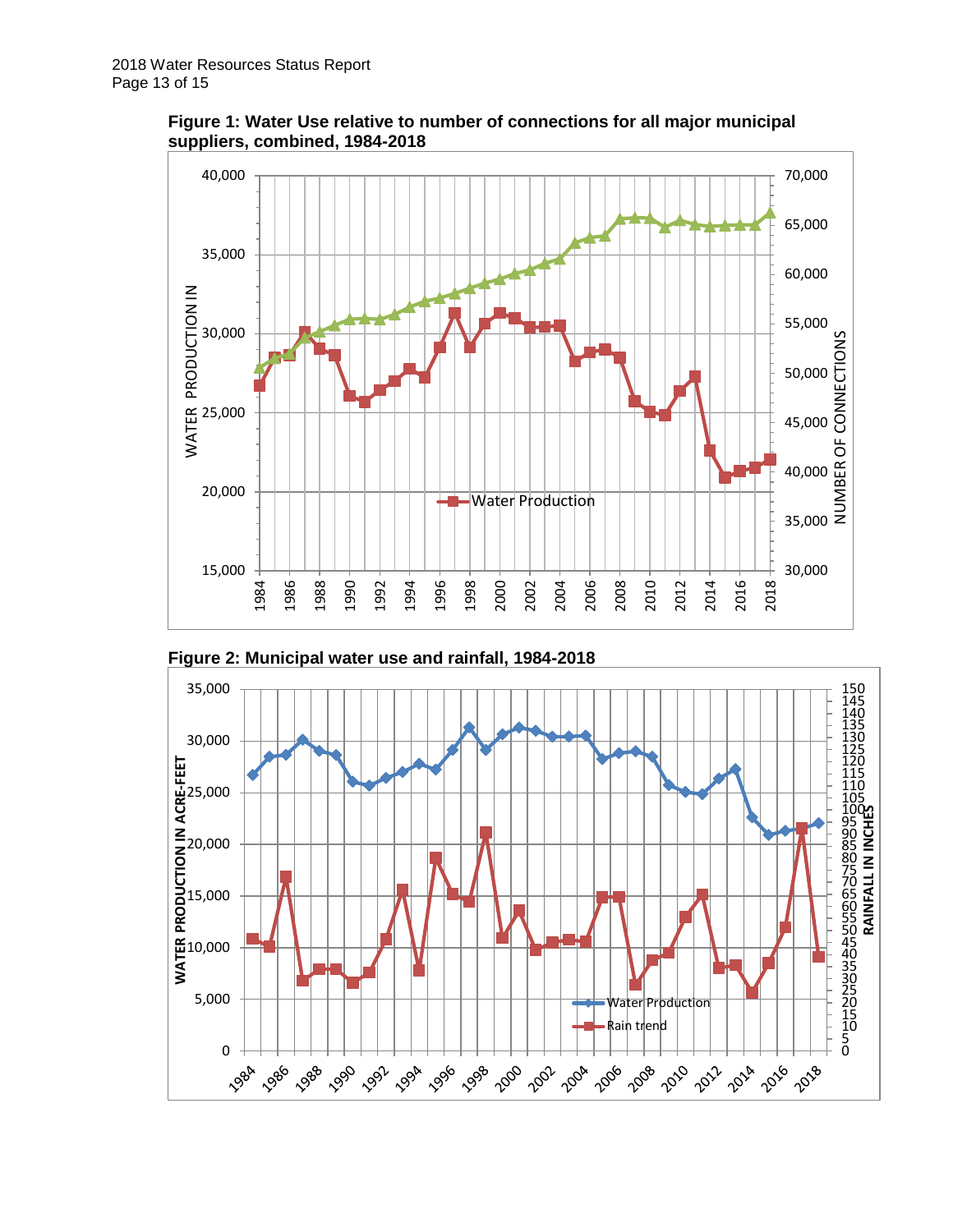**Figure 1: Water Use relative to number of connections for all major municipal suppliers, combined, 1984-2018**

**Figure 2: Municipal water use and rainfall, 1984-2018**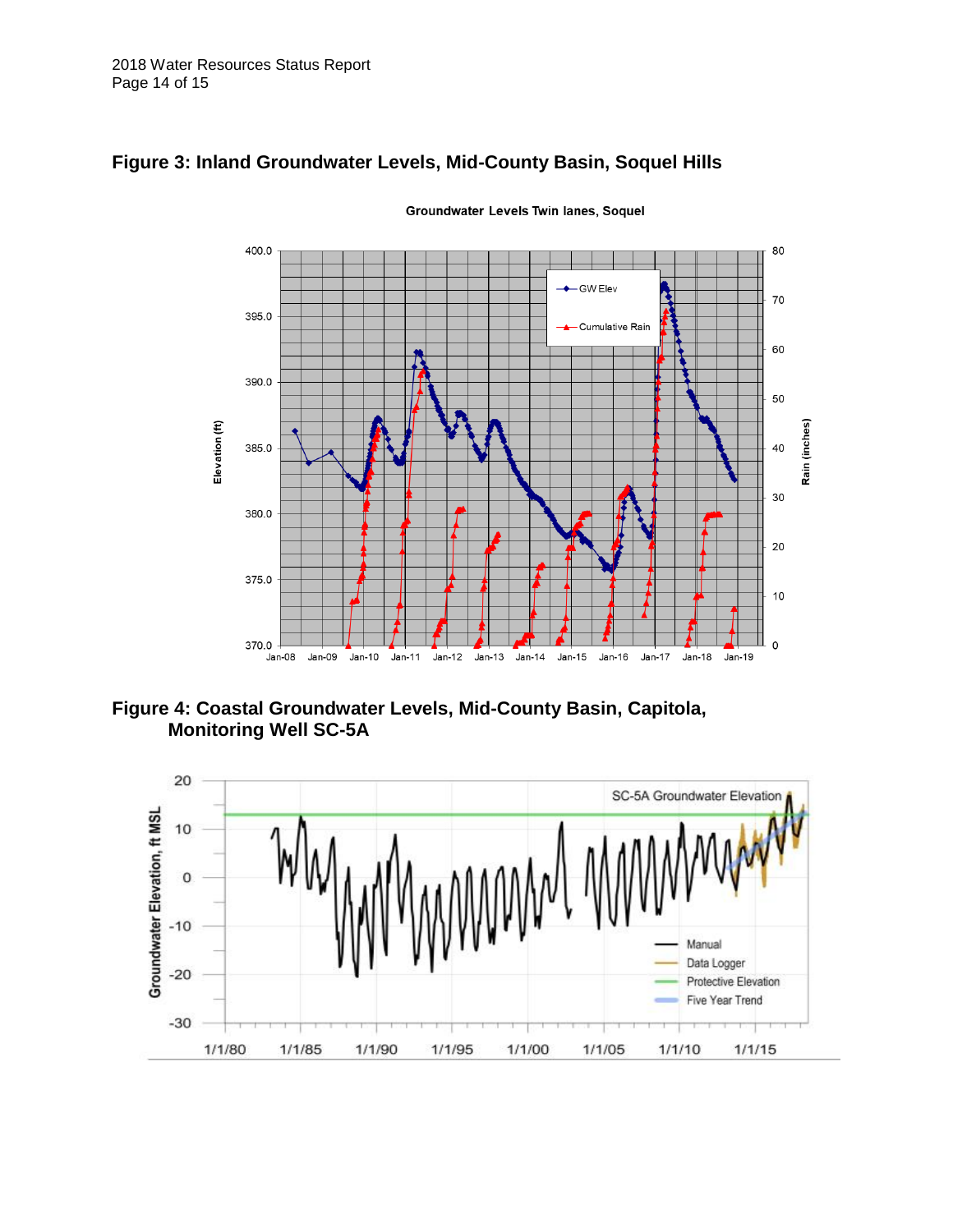## Figure 3: Inland Groundwater Levels, Mid-County Basin, Soquel Hills

## Figure 4: Coastal Groundwater Levels, Mid-County Basin, Capitola, Monitoring Well SC-5A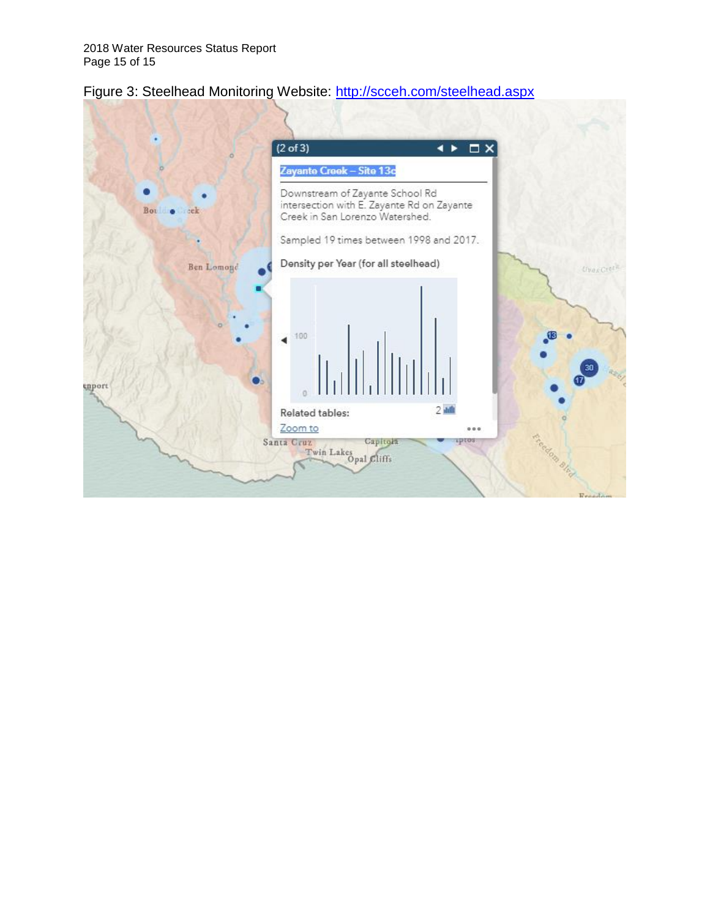Figure 3: Steelhead Monitoring Website: http://scceh.com/steelhead.aspx

(2 of 3)

Zayante Creek – Site 13c

Downstream of Zayante School Rd intersection with E. Zayante Rd on Zayante Creek in San Lorenzo Watershed.

Sampled 19 times between 1998 and 2017.

Density per Year (for all steelhead)

100

0

Related tables: 2

Zoom to

Boulder Creek

Ben Lomond

Santa Cruz

Capitola

Twin Lakes

Opal Cliffs

Freedom Blvd

13

30

17